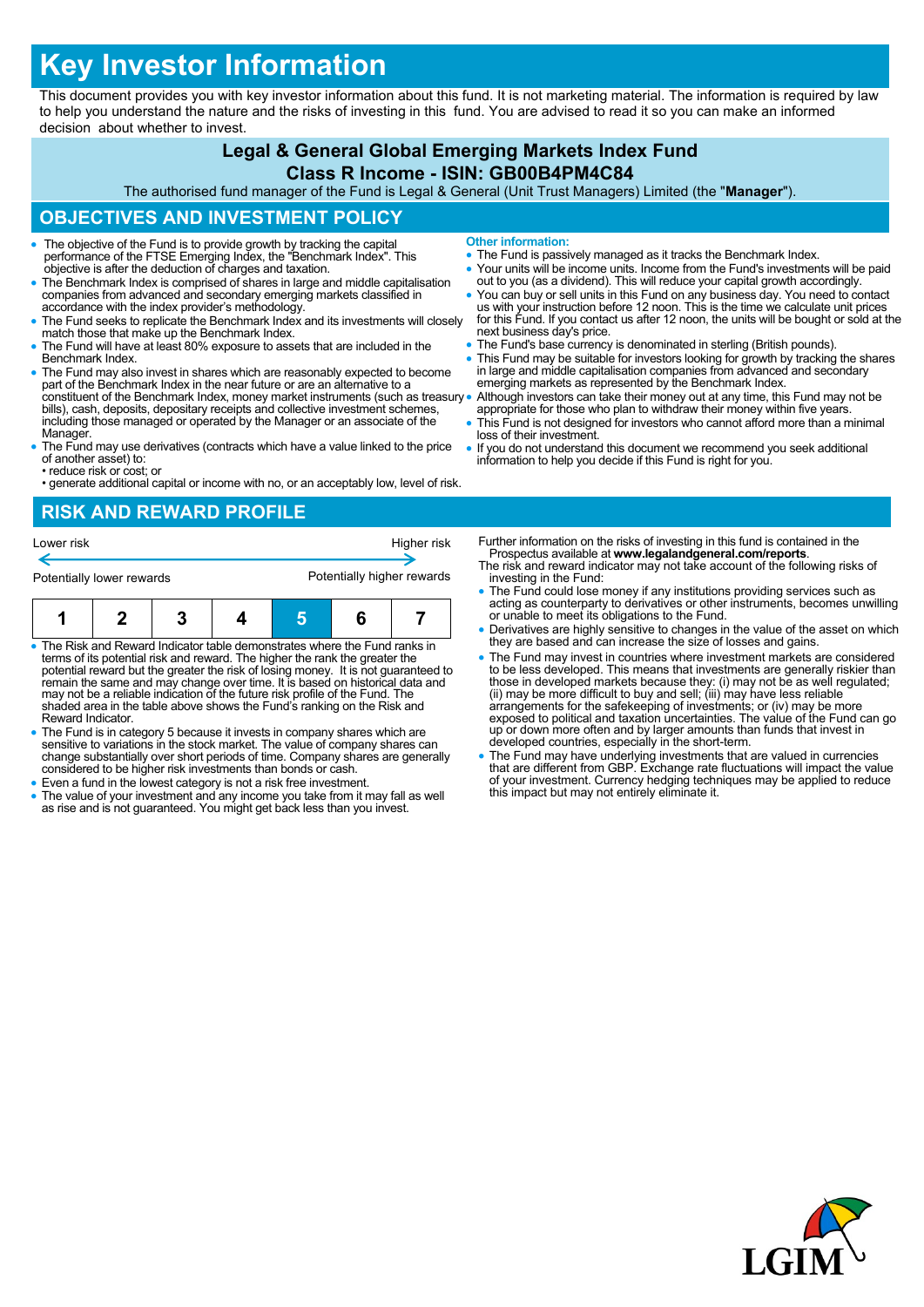# Key Investor Information

This document provides you with key investor information about this fund. It is not marketing material. The information is required by law to help you understand the nature and the risks of investing in this fund. You are advised to read it so you can make an informed decision about whether to invest.

## Legal & General Global Emerging Markets Index Fund
## Class R Income - ISIN: GB00B4PM4C84

The authorised fund manager of the Fund is Legal & General (Unit Trust Managers) Limited (the "**Manager**").

## OBJECTIVES AND INVESTMENT POLICY

- The objective of the Fund is to provide growth by tracking the capital performance of the FTSE Emerging Index, the "Benchmark Index". This objective is after the deduction of charges and taxation.
- The Benchmark Index is comprised of shares in large and middle capitalisation companies from advanced and secondary emerging markets classified in accordance with the index provider's methodology.
- The Fund seeks to replicate the Benchmark Index and its investments will closely match those that make up the Benchmark Index.
- The Fund will have at least 80% exposure to assets that are included in the Benchmark Index.
- The Fund may also invest in shares which are reasonably expected to become part of the Benchmark Index in the near future or are an alternative to a constituent of the Benchmark Index, money market instruments (such as treasury bills), cash, deposits, depositary receipts and collective investment schemes, including those managed or operated by the Manager or an associate of the Manager.
- The Fund may use derivatives (contracts which have a value linked to the price of another asset) to:
  - reduce risk or cost; or
  - generate additional capital or income with no, or an acceptably low, level of risk.

**Other information:**

- The Fund is passively managed as it tracks the Benchmark Index.
- Your units will be income units. Income from the Fund's investments will be paid out to you (as a dividend). This will reduce your capital growth accordingly.
- You can buy or sell units in this Fund on any business day. You need to contact us with your instruction before 12 noon. This is the time we calculate unit prices for this Fund. If you contact us after 12 noon, the units will be bought or sold at the next business day's price.
- The Fund's base currency is denominated in sterling (British pounds).
- This Fund may be suitable for investors looking for growth by tracking the shares in large and middle capitalisation companies from advanced and secondary emerging markets as represented by the Benchmark Index.
- Although investors can take their money out at any time, this Fund may not be appropriate for those who plan to withdraw their money within five years.
- This Fund is not designed for investors who cannot afford more than a minimal loss of their investment.
- If you do not understand this document we recommend you seek additional information to help you decide if this Fund is right for you.

## RISK AND REWARD PROFILE

Lower risk ← → Higher risk

Potentially lower rewards — Potentially higher rewards

| 1 | 2 | 3 | 4 | **5** | 6 | 7 |
|---|---|---|---|---|---|---|

- The Risk and Reward Indicator table demonstrates where the Fund ranks in terms of its potential risk and reward. The higher the rank the greater the potential reward but the greater the risk of losing money. It is not guaranteed to remain the same and may change over time. It is based on historical data and may not be a reliable indication of the future risk profile of the Fund. The shaded area in the table above shows the Fund's ranking on the Risk and Reward Indicator.
- The Fund is in category 5 because it invests in company shares which are sensitive to variations in the stock market. The value of company shares can change substantially over short periods of time. Company shares are generally considered to be higher risk investments than bonds or cash.
- Even a fund in the lowest category is not a risk free investment.
- The value of your investment and any income you take from it may fall as well as rise and is not guaranteed. You might get back less than you invest.

Further information on the risks of investing in this fund is contained in the Prospectus available at **www.legalandgeneral.com/reports**.

The risk and reward indicator may not take account of the following risks of investing in the Fund:

- The Fund could lose money if any institutions providing services such as acting as counterparty to derivatives or other instruments, becomes unwilling or unable to meet its obligations to the Fund.
- Derivatives are highly sensitive to changes in the value of the asset on which they are based and can increase the size of losses and gains.
- The Fund may invest in countries where investment markets are considered to be less developed. This means that investments are generally riskier than those in developed markets because they: (i) may not be as well regulated; (ii) may be more difficult to buy and sell; (iii) may have less reliable arrangements for the safekeeping of investments; or (iv) may be more exposed to political and taxation uncertainties. The value of the Fund can go up or down more often and by larger amounts than funds that invest in developed countries, especially in the short-term.
- The Fund may have underlying investments that are valued in currencies that are different from GBP. Exchange rate fluctuations will impact the value of your investment. Currency hedging techniques may be applied to reduce this impact but may not entirely eliminate it.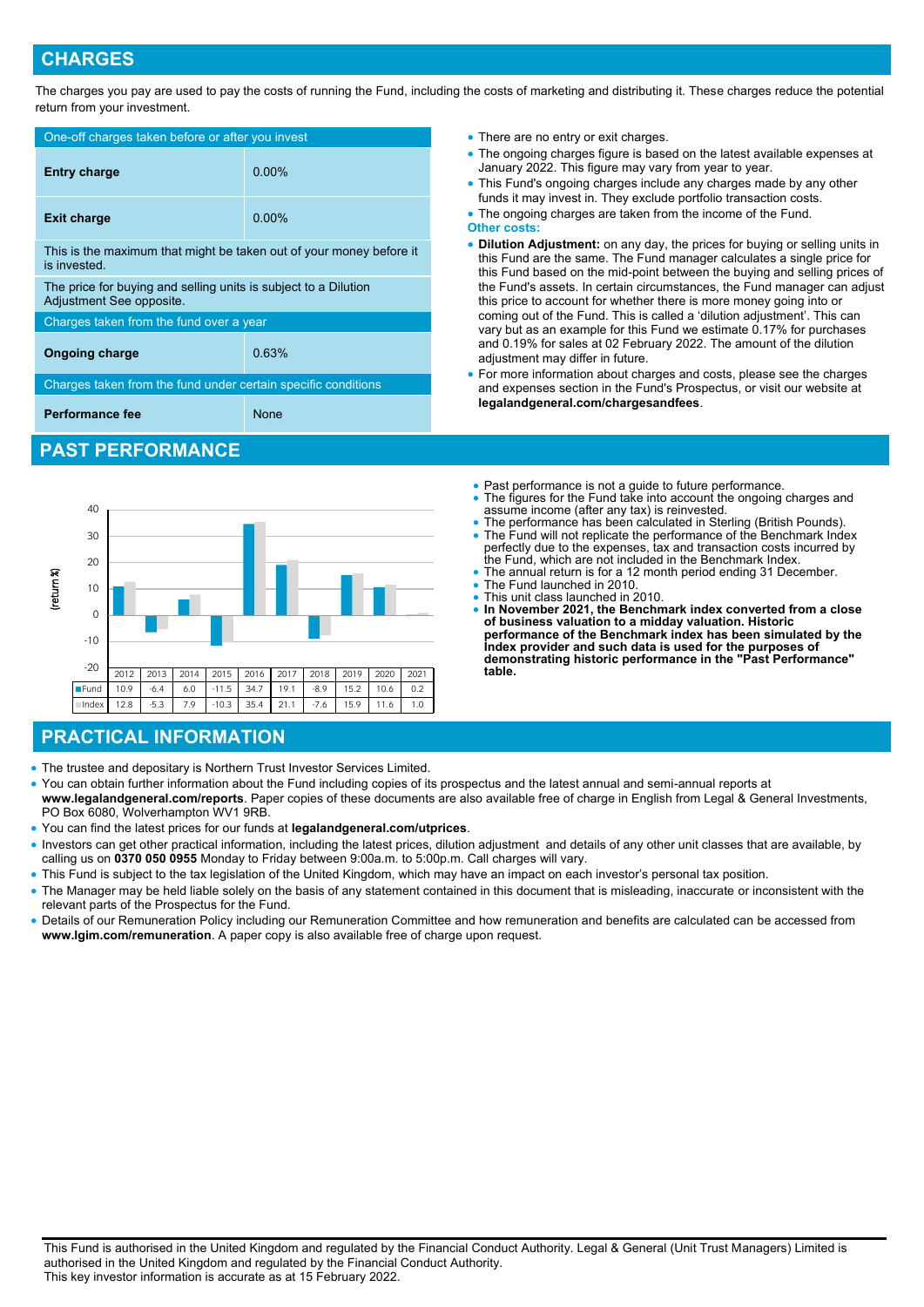## CHARGES

The charges you pay are used to pay the costs of running the Fund, including the costs of marketing and distributing it. These charges reduce the potential return from your investment.

| | |
|---|---|
| **One-off charges taken before or after you invest** | |
| **Entry charge** | 0.00% |
| **Exit charge** | 0.00% |
| This is the maximum that might be taken out of your money before it is invested. | |
| The price for buying and selling units is subject to a Dilution Adjustment See opposite. | |
| **Charges taken from the fund over a year** | |
| **Ongoing charge** | 0.63% |
| **Charges taken from the fund under certain specific conditions** | |
| **Performance fee** | None |

- There are no entry or exit charges.
- The ongoing charges figure is based on the latest available expenses at January 2022. This figure may vary from year to year.
- This Fund's ongoing charges include any charges made by any other funds it may invest in. They exclude portfolio transaction costs.
- The ongoing charges are taken from the income of the Fund.

**Other costs:**

- **Dilution Adjustment:** on any day, the prices for buying or selling units in this Fund are the same. The Fund manager calculates a single price for this Fund based on the mid-point between the buying and selling prices of the Fund's assets. In certain circumstances, the Fund manager can adjust this price to account for whether there is more money going into or coming out of the Fund. This is called a 'dilution adjustment'. This can vary but as an example for this Fund we estimate 0.17% for purchases and 0.19% for sales at 02 February 2022. The amount of the dilution adjustment may differ in future.
- For more information about charges and costs, please see the charges and expenses section in the Fund's Prospectus, or visit our website at **legalandgeneral.com/chargesandfees**.

## PAST PERFORMANCE

(return %)

40
30
20
10
0
-10
-20

| | 2012 | 2013 | 2014 | 2015 | 2016 | 2017 | 2018 | 2019 | 2020 | 2021 |
|---|---|---|---|---|---|---|---|---|---|---|
| Fund | 10.9 | -6.4 | 6.0 | -11.5 | 34.7 | 19.1 | -8.9 | 15.2 | 10.6 | 0.2 |
| Index | 12.8 | -5.3 | 7.9 | -10.3 | 35.4 | 21.1 | -7.6 | 15.9 | 11.6 | 1.0 |

- Past performance is not a guide to future performance.
- The figures for the Fund take into account the ongoing charges and assume income (after any tax) is reinvested.
- The performance has been calculated in Sterling (British Pounds).
- The Fund will not replicate the performance of the Benchmark Index perfectly due to the expenses, tax and transaction costs incurred by the Fund, which are not included in the Benchmark Index.
- The annual return is for a 12 month period ending 31 December.
- The Fund launched in 2010.
- This unit class launched in 2010.
- **In November 2021, the Benchmark index converted from a close of business valuation to a midday valuation. Historic performance of the Benchmark index has been simulated by the Index provider and such data is used for the purposes of demonstrating historic performance in the "Past Performance" table.**

## PRACTICAL INFORMATION

- The trustee and depositary is Northern Trust Investor Services Limited.
- You can obtain further information about the Fund including copies of its prospectus and the latest annual and semi-annual reports at **www.legalandgeneral.com/reports**. Paper copies of these documents are also available free of charge in English from Legal & General Investments, PO Box 6080, Wolverhampton WV1 9RB.
- You can find the latest prices for our funds at **legalandgeneral.com/utprices**.
- Investors can get other practical information, including the latest prices, dilution adjustment and details of any other unit classes that are available, by calling us on **0370 050 0955** Monday to Friday between 9:00a.m. to 5:00p.m. Call charges will vary.
- This Fund is subject to the tax legislation of the United Kingdom, which may have an impact on each investor's personal tax position.
- The Manager may be held liable solely on the basis of any statement contained in this document that is misleading, inaccurate or inconsistent with the relevant parts of the Prospectus for the Fund.
- Details of our Remuneration Policy including our Remuneration Committee and how remuneration and benefits are calculated can be accessed from **www.lgim.com/remuneration**. A paper copy is also available free of charge upon request.

This Fund is authorised in the United Kingdom and regulated by the Financial Conduct Authority. Legal & General (Unit Trust Managers) Limited is authorised in the United Kingdom and regulated by the Financial Conduct Authority.
This key investor information is accurate as at 15 February 2022.